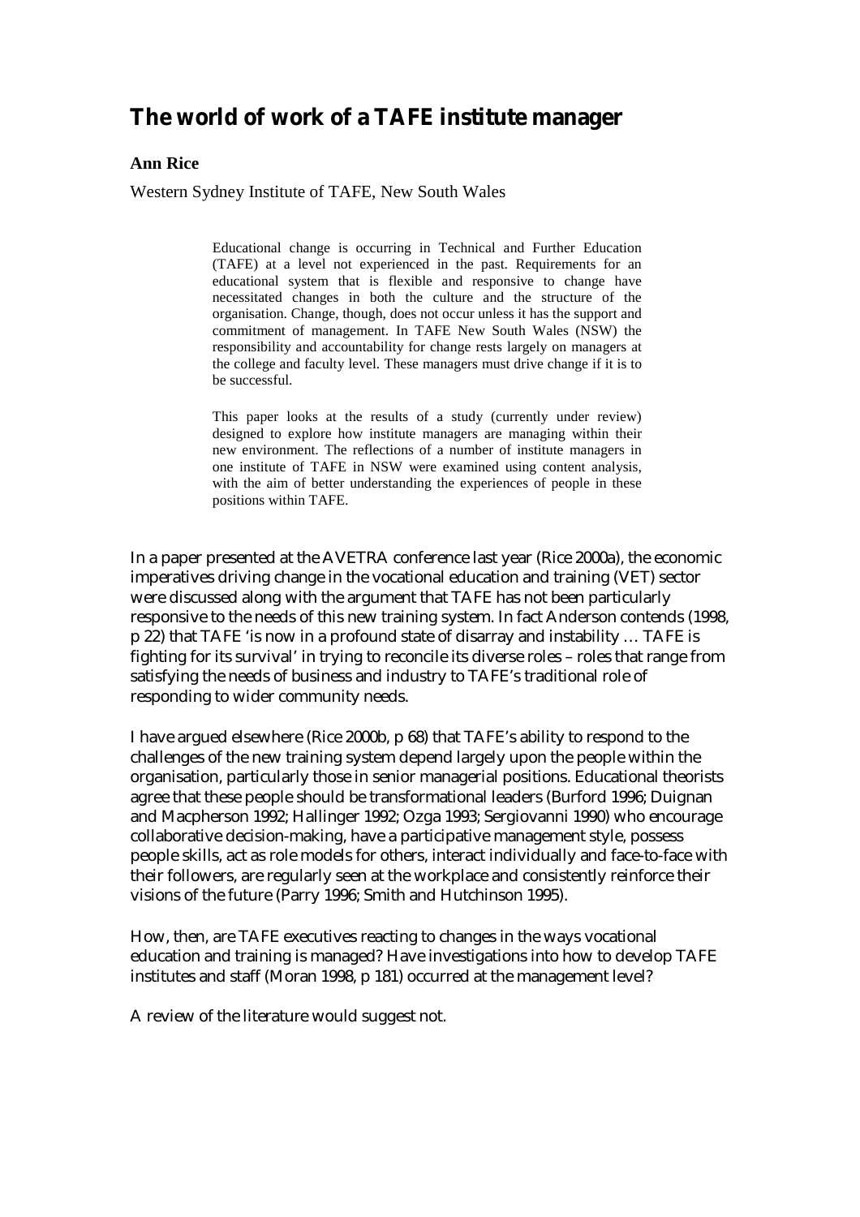# The world of work of a TAFE institute manager

**Ann Rice**

Western Sydney Institute of TAFE, New South Wales

> Educational change is occurring in Technical and Further Education (TAFE) at a level not experienced in the past. Requirements for an educational system that is flexible and responsive to change have necessitated changes in both the culture and the structure of the organisation. Change, though, does not occur unless it has the support and commitment of management. In TAFE New South Wales (NSW) the responsibility and accountability for change rests largely on managers at the college and faculty level. These managers must drive change if it is to be successful.
>
> This paper looks at the results of a study (currently under review) designed to explore how institute managers are managing within their new environment. The reflections of a number of institute managers in one institute of TAFE in NSW were examined using content analysis, with the aim of better understanding the experiences of people in these positions within TAFE.

In a paper presented at the AVETRA conference last year (Rice 2000a), the economic imperatives driving change in the vocational education and training (VET) sector were discussed along with the argument that TAFE has not been particularly responsive to the needs of this new training system. In fact Anderson contends (1998, p 22) that TAFE 'is now in a profound state of disarray and instability … TAFE is fighting for its survival' in trying to reconcile its diverse roles – roles that range from satisfying the needs of business and industry to TAFE's traditional role of responding to wider community needs.

I have argued elsewhere (Rice 2000b, p 68) that TAFE's ability to respond to the challenges of the new training system depend largely upon the people within the organisation, particularly those in senior managerial positions. Educational theorists agree that these people should be transformational leaders (Burford 1996; Duignan and Macpherson 1992; Hallinger 1992; Ozga 1993; Sergiovanni 1990) who encourage collaborative decision-making, have a participative management style, possess people skills, act as role models for others, interact individually and face-to-face with their followers, are regularly seen at the workplace and consistently reinforce their visions of the future (Parry 1996; Smith and Hutchinson 1995).

How, then, are TAFE executives reacting to changes in the ways vocational education and training is managed? Have investigations into how to develop TAFE institutes and staff (Moran 1998, p 181) occurred at the management level?

A review of the literature would suggest not.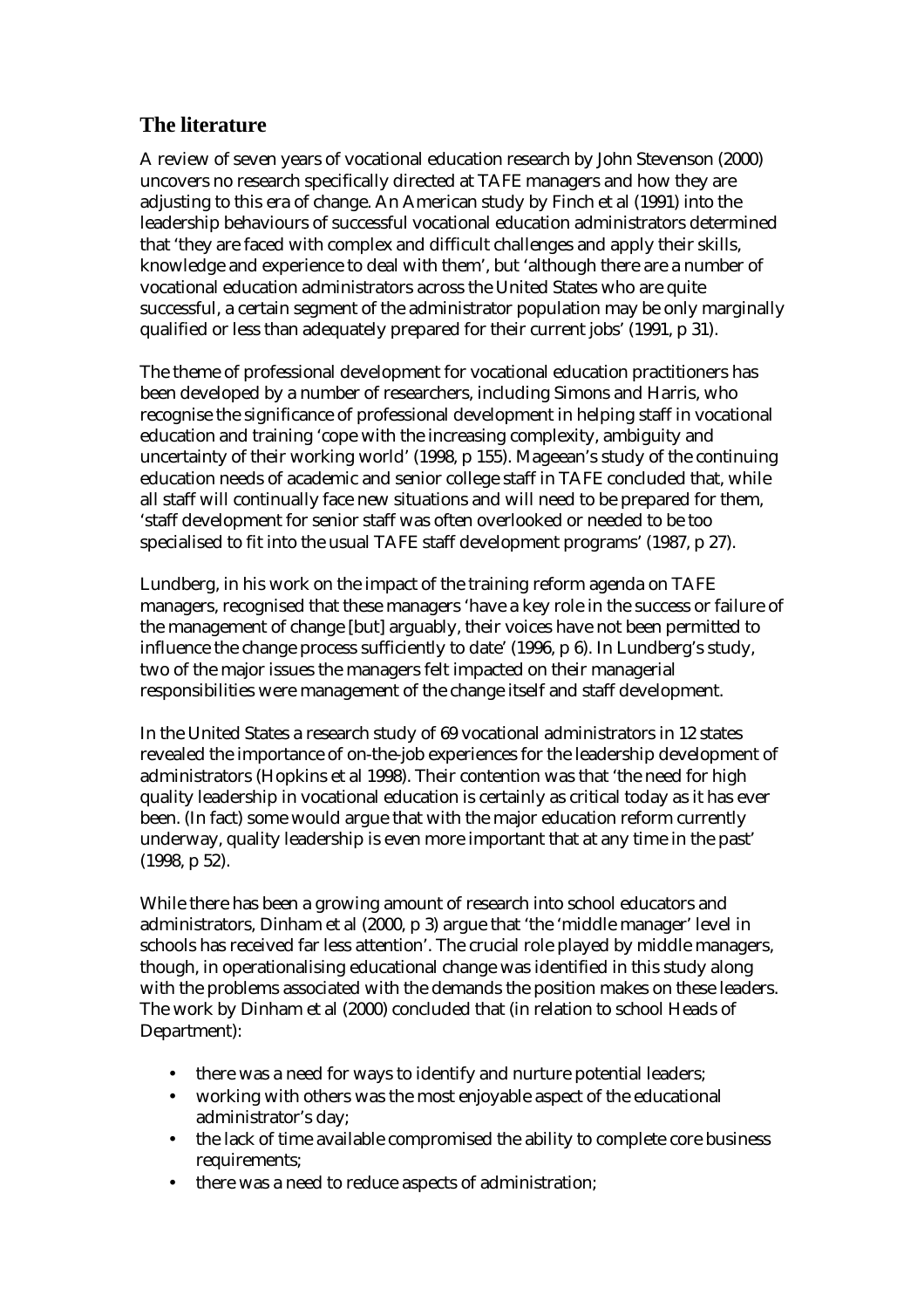## The literature

A review of seven years of vocational education research by John Stevenson (2000) uncovers no research specifically directed at TAFE managers and how they are adjusting to this era of change. An American study by Finch et al (1991) into the leadership behaviours of successful vocational education administrators determined that 'they are faced with complex and difficult challenges and apply their skills, knowledge and experience to deal with them', but 'although there are a number of vocational education administrators across the United States who are quite successful, a certain segment of the administrator population may be only marginally qualified or less than adequately prepared for their current jobs' (1991, p 31).

The theme of professional development for vocational education practitioners has been developed by a number of researchers, including Simons and Harris, who recognise the significance of professional development in helping staff in vocational education and training 'cope with the increasing complexity, ambiguity and uncertainty of their working world' (1998, p 155). Mageean's study of the continuing education needs of academic and senior college staff in TAFE concluded that, while all staff will continually face new situations and will need to be prepared for them, 'staff development for senior staff was often overlooked or needed to be too specialised to fit into the usual TAFE staff development programs' (1987, p 27).

Lundberg, in his work on the impact of the training reform agenda on TAFE managers, recognised that these managers 'have a key role in the success or failure of the management of change [but] arguably, their voices have not been permitted to influence the change process sufficiently to date' (1996, p 6). In Lundberg's study, two of the major issues the managers felt impacted on their managerial responsibilities were management of the change itself and staff development.

In the United States a research study of 69 vocational administrators in 12 states revealed the importance of on-the-job experiences for the leadership development of administrators (Hopkins et al 1998). Their contention was that 'the need for high quality leadership in vocational education is certainly as critical today as it has ever been. (In fact) some would argue that with the major education reform currently underway, quality leadership is even more important that at any time in the past' (1998, p 52).

While there has been a growing amount of research into school educators and administrators, Dinham et al (2000, p 3) argue that 'the 'middle manager' level in schools has received far less attention'. The crucial role played by middle managers, though, in operationalising educational change was identified in this study along with the problems associated with the demands the position makes on these leaders. The work by Dinham et al (2000) concluded that (in relation to school Heads of Department):

- there was a need for ways to identify and nurture potential leaders;
- working with others was the most enjoyable aspect of the educational administrator's day;
- the lack of time available compromised the ability to complete core business requirements;
- there was a need to reduce aspects of administration;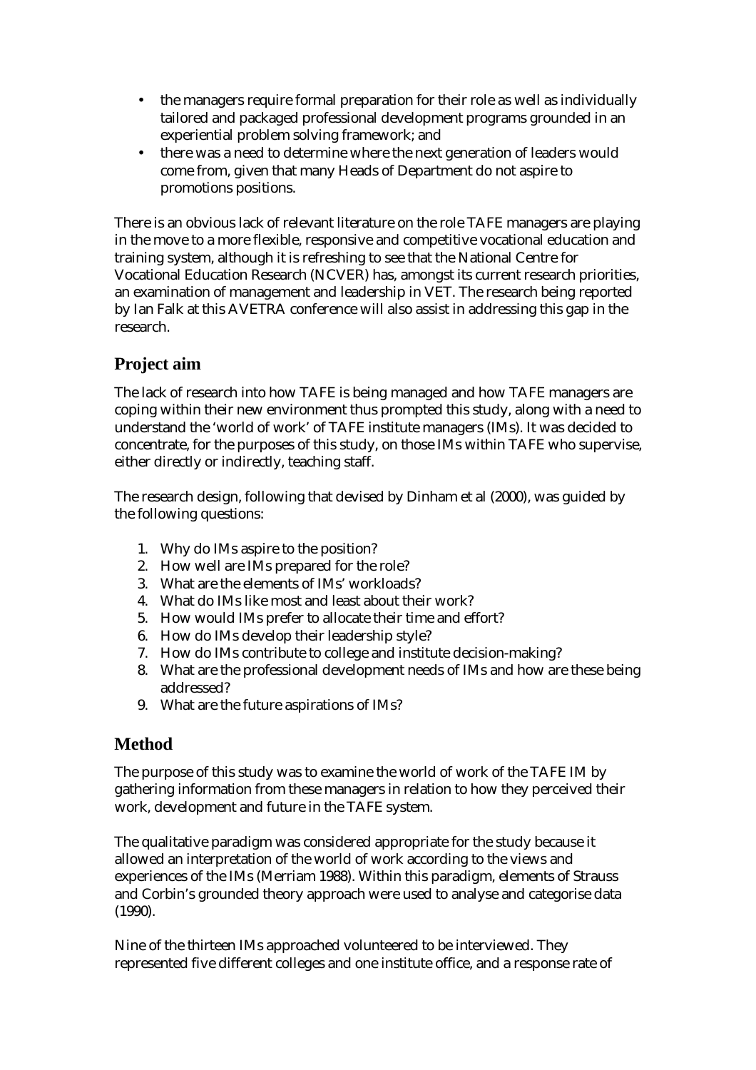- the managers require formal preparation for their role as well as individually tailored and packaged professional development programs grounded in an experiential problem solving framework; and
- there was a need to determine where the next generation of leaders would come from, given that many Heads of Department do not aspire to promotions positions.

There is an obvious lack of relevant literature on the role TAFE managers are playing in the move to a more flexible, responsive and competitive vocational education and training system, although it is refreshing to see that the National Centre for Vocational Education Research (NCVER) has, amongst its current research priorities, an examination of management and leadership in VET. The research being reported by Ian Falk at this AVETRA conference will also assist in addressing this gap in the research.

## Project aim

The lack of research into how TAFE is being managed and how TAFE managers are coping within their new environment thus prompted this study, along with a need to understand the 'world of work' of TAFE institute managers (IMs). It was decided to concentrate, for the purposes of this study, on those IMs within TAFE who supervise, either directly or indirectly, teaching staff.

The research design, following that devised by Dinham et al (2000), was guided by the following questions:

1. Why do IMs aspire to the position?
2. How well are IMs prepared for the role?
3. What are the elements of IMs' workloads?
4. What do IMs like most and least about their work?
5. How would IMs prefer to allocate their time and effort?
6. How do IMs develop their leadership style?
7. How do IMs contribute to college and institute decision-making?
8. What are the professional development needs of IMs and how are these being addressed?
9. What are the future aspirations of IMs?

## Method

The purpose of this study was to examine the world of work of the TAFE IM by gathering information from these managers in relation to how they perceived their work, development and future in the TAFE system.

The qualitative paradigm was considered appropriate for the study because it allowed an interpretation of the world of work according to the views and experiences of the IMs (Merriam 1988). Within this paradigm, elements of Strauss and Corbin's grounded theory approach were used to analyse and categorise data (1990).

Nine of the thirteen IMs approached volunteered to be interviewed. They represented five different colleges and one institute office, and a response rate of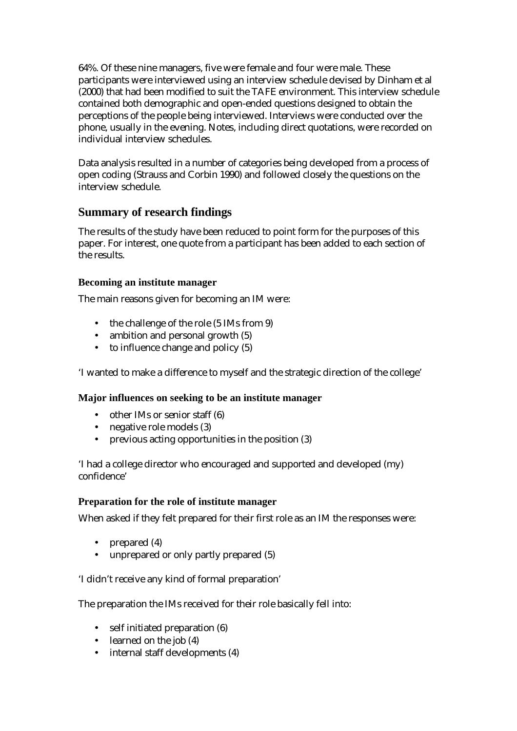64%. Of these nine managers, five were female and four were male. These participants were interviewed using an interview schedule devised by Dinham et al (2000) that had been modified to suit the TAFE environment. This interview schedule contained both demographic and open-ended questions designed to obtain the perceptions of the people being interviewed. Interviews were conducted over the phone, usually in the evening. Notes, including direct quotations, were recorded on individual interview schedules.

Data analysis resulted in a number of categories being developed from a process of open coding (Strauss and Corbin 1990) and followed closely the questions on the interview schedule.

## Summary of research findings

The results of the study have been reduced to point form for the purposes of this paper. For interest, one quote from a participant has been added to each section of the results.

### Becoming an institute manager

The main reasons given for becoming an IM were:

- the challenge of the role (5 IMs from 9)
- ambition and personal growth (5)
- to influence change and policy (5)

'I wanted to make a difference to myself and the strategic direction of the college'

### Major influences on seeking to be an institute manager

- other IMs or senior staff (6)
- negative role models (3)
- previous acting opportunities in the position (3)

'I had a college director who encouraged and supported and developed (my) confidence'

### Preparation for the role of institute manager

When asked if they felt prepared for their first role as an IM the responses were:

- prepared (4)
- unprepared or only partly prepared (5)

'I didn't receive any kind of formal preparation'

The preparation the IMs received for their role basically fell into:

- self initiated preparation (6)
- learned on the job (4)
- internal staff developments (4)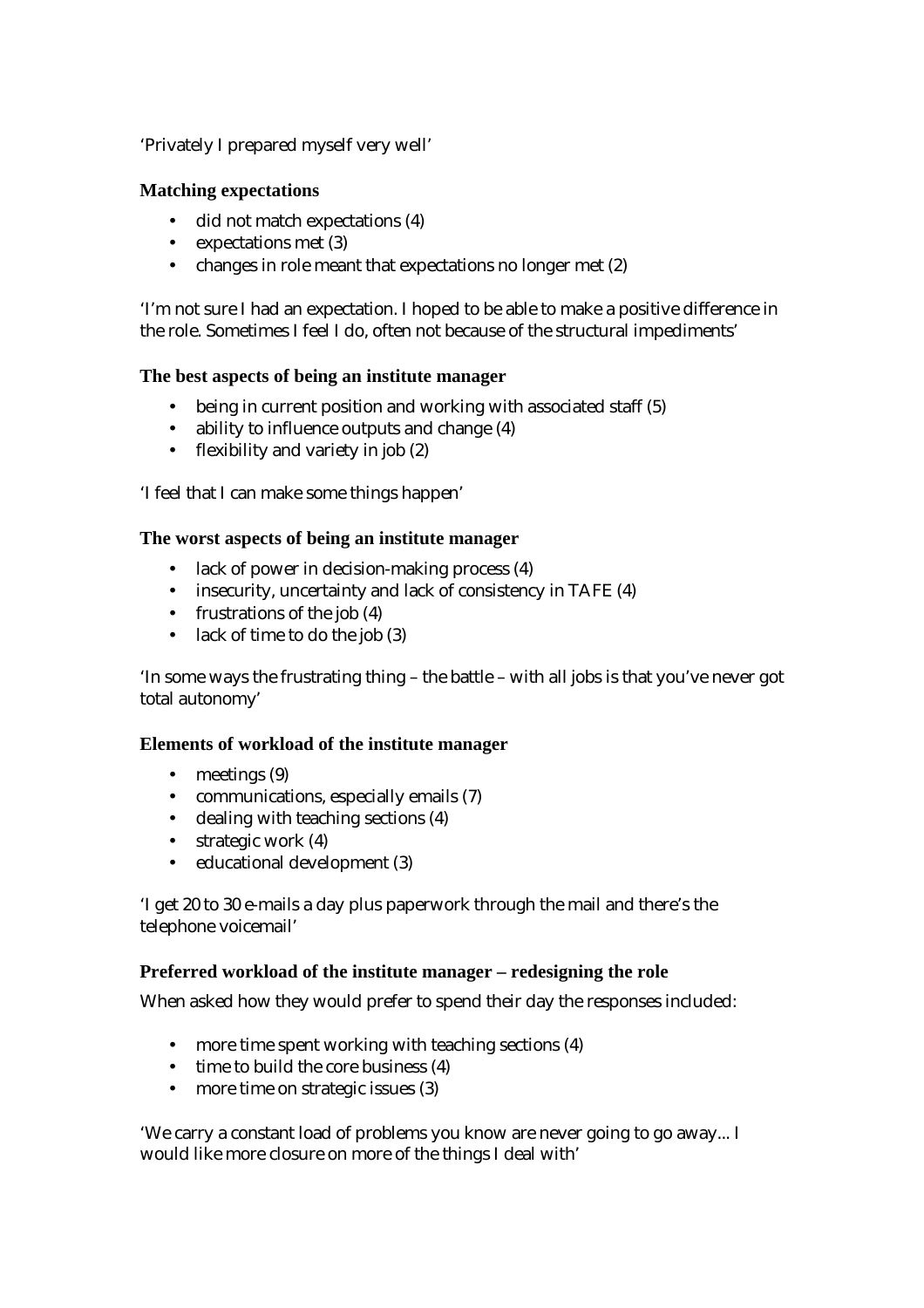'Privately I prepared myself very well'

### Matching expectations

- did not match expectations (4)
- expectations met (3)
- changes in role meant that expectations no longer met (2)

'I'm not sure I had an expectation. I hoped to be able to make a positive difference in the role. Sometimes I feel I do, often not because of the structural impediments'

### The best aspects of being an institute manager

- being in current position and working with associated staff (5)
- ability to influence outputs and change (4)
- flexibility and variety in job (2)

'I feel that I can make some things happen'

### The worst aspects of being an institute manager

- lack of power in decision-making process (4)
- insecurity, uncertainty and lack of consistency in TAFE (4)
- frustrations of the job (4)
- lack of time to do the job (3)

'In some ways the frustrating thing – the battle – with all jobs is that you've never got total autonomy'

### Elements of workload of the institute manager

- meetings (9)
- communications, especially emails (7)
- dealing with teaching sections (4)
- strategic work (4)
- educational development (3)

'I get 20 to 30 e-mails a day plus paperwork through the mail and there's the telephone voicemail'

### Preferred workload of the institute manager – redesigning the role

When asked how they would prefer to spend their day the responses included:

- more time spent working with teaching sections (4)
- time to build the core business (4)
- more time on strategic issues (3)

'We carry a constant load of problems you know are never going to go away... I would like more closure on more of the things I deal with'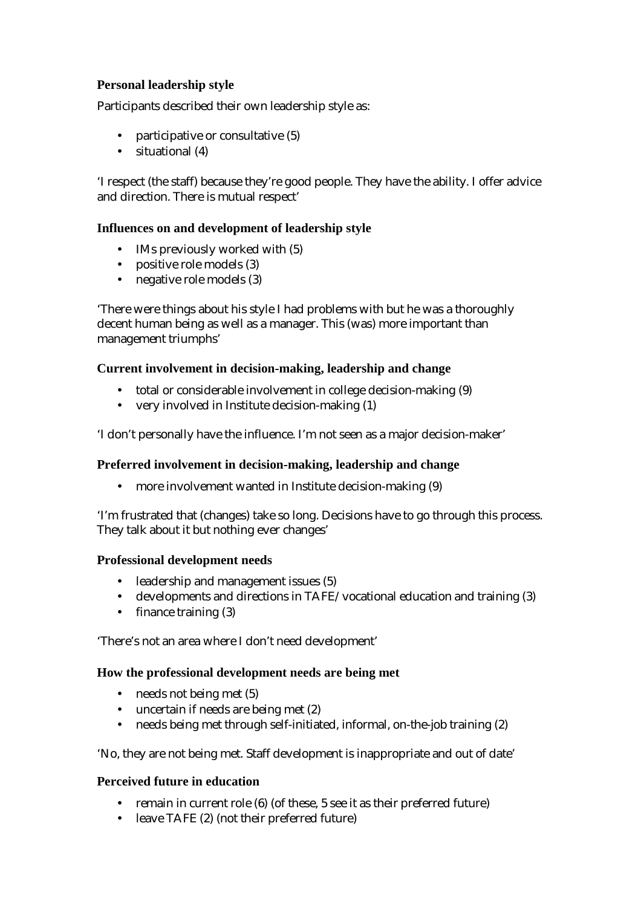### Personal leadership style

Participants described their own leadership style as:

- participative or consultative (5)
- situational (4)

'I respect (the staff) because they're good people. They have the ability. I offer advice and direction. There is mutual respect'

### Influences on and development of leadership style

- IMs previously worked with (5)
- positive role models (3)
- negative role models (3)

'There were things about his style I had problems with but he was a thoroughly decent human being as well as a manager. This (was) more important than management triumphs'

### Current involvement in decision-making, leadership and change

- total or considerable involvement in college decision-making (9)
- very involved in Institute decision-making (1)

'I don't personally have the influence. I'm not seen as a major decision-maker'

### Preferred involvement in decision-making, leadership and change

- more involvement wanted in Institute decision-making (9)

'I'm frustrated that (changes) take so long. Decisions have to go through this process. They talk about it but nothing ever changes'

### Professional development needs

- leadership and management issues (5)
- developments and directions in TAFE/vocational education and training (3)
- finance training (3)

'There's not an area where I don't need development'

### How the professional development needs are being met

- needs not being met (5)
- uncertain if needs are being met (2)
- needs being met through self-initiated, informal, on-the-job training (2)

'No, they are not being met. Staff development is inappropriate and out of date'

### Perceived future in education

- remain in current role (6) (of these, 5 see it as their preferred future)
- leave TAFE (2) (not their preferred future)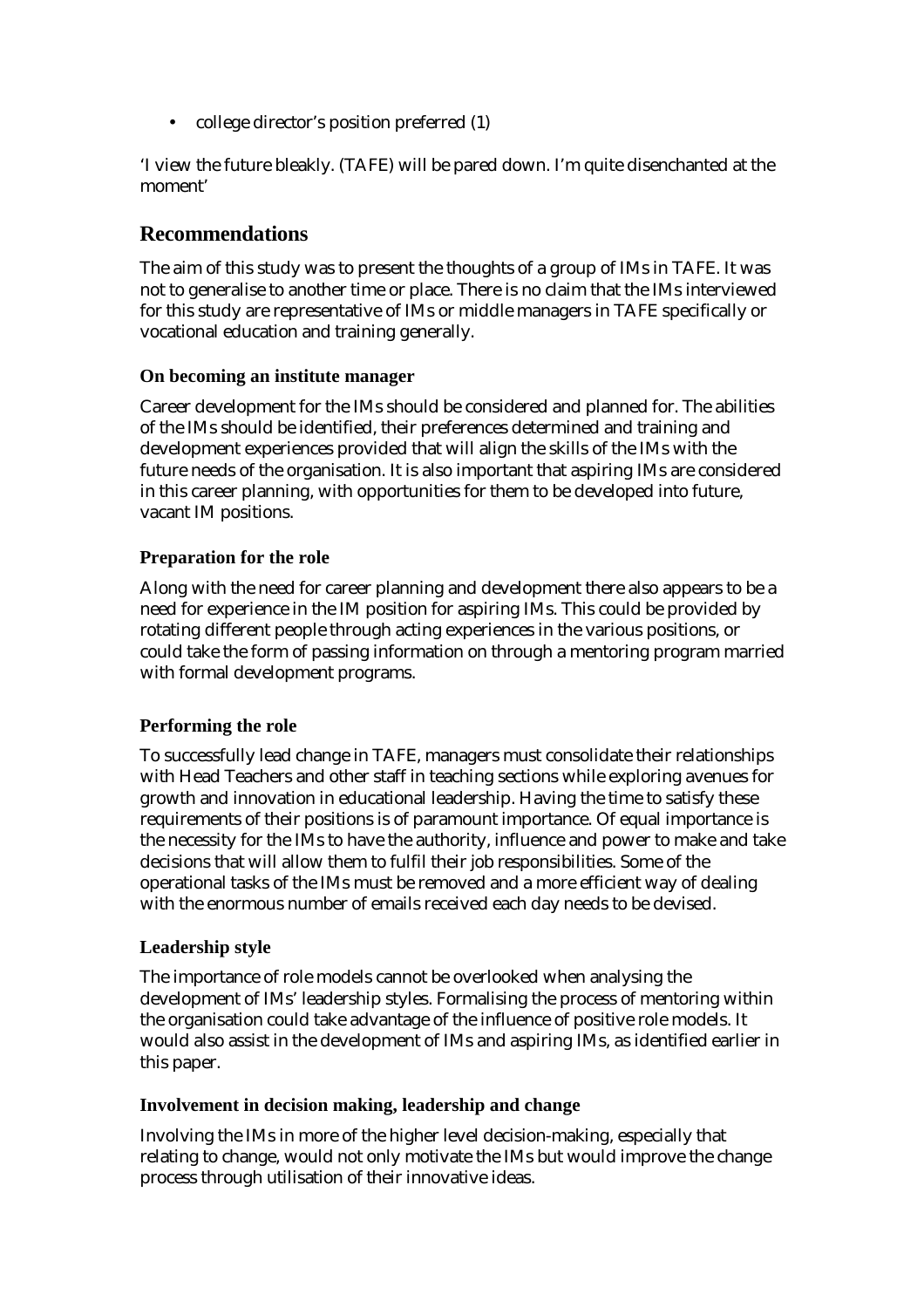- college director's position preferred (1)

'I view the future bleakly. (TAFE) will be pared down. I'm quite disenchanted at the moment'

## Recommendations

The aim of this study was to present the thoughts of a group of IMs in TAFE. It was not to generalise to another time or place. There is no claim that the IMs interviewed for this study are representative of IMs or middle managers in TAFE specifically or vocational education and training generally.

### On becoming an institute manager

Career development for the IMs should be considered and planned for. The abilities of the IMs should be identified, their preferences determined and training and development experiences provided that will align the skills of the IMs with the future needs of the organisation. It is also important that aspiring IMs are considered in this career planning, with opportunities for them to be developed into future, vacant IM positions.

### Preparation for the role

Along with the need for career planning and development there also appears to be a need for experience in the IM position for aspiring IMs. This could be provided by rotating different people through acting experiences in the various positions, or could take the form of passing information on through a mentoring program married with formal development programs.

### Performing the role

To successfully lead change in TAFE, managers must consolidate their relationships with Head Teachers and other staff in teaching sections while exploring avenues for growth and innovation in educational leadership. Having the time to satisfy these requirements of their positions is of paramount importance. Of equal importance is the necessity for the IMs to have the authority, influence and power to make and take decisions that will allow them to fulfil their job responsibilities. Some of the operational tasks of the IMs must be removed and a more efficient way of dealing with the enormous number of emails received each day needs to be devised.

### Leadership style

The importance of role models cannot be overlooked when analysing the development of IMs' leadership styles. Formalising the process of mentoring within the organisation could take advantage of the influence of positive role models. It would also assist in the development of IMs and aspiring IMs, as identified earlier in this paper.

### Involvement in decision making, leadership and change

Involving the IMs in more of the higher level decision-making, especially that relating to change, would not only motivate the IMs but would improve the change process through utilisation of their innovative ideas.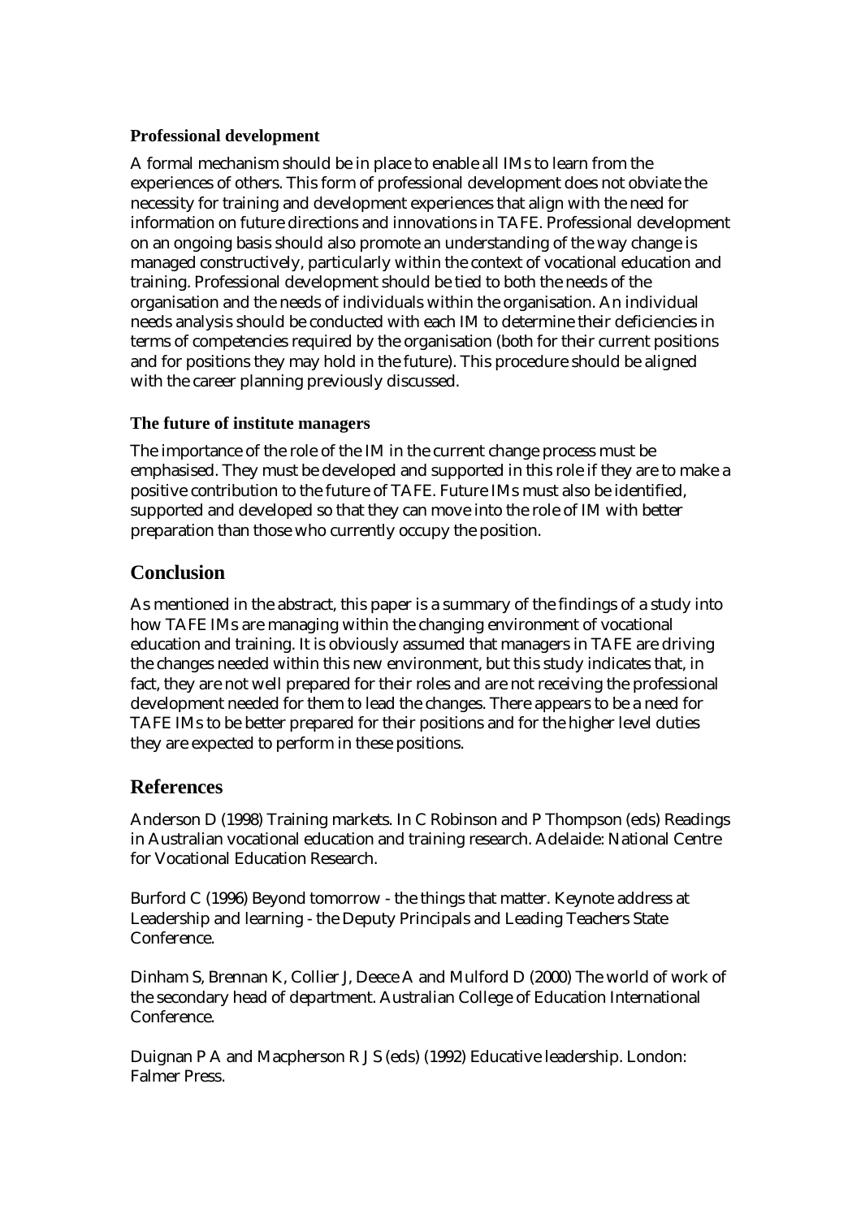### Professional development

A formal mechanism should be in place to enable all IMs to learn from the experiences of others. This form of professional development does not obviate the necessity for training and development experiences that align with the need for information on future directions and innovations in TAFE. Professional development on an ongoing basis should also promote an understanding of the way change is managed constructively, particularly within the context of vocational education and training. Professional development should be tied to both the needs of the organisation and the needs of individuals within the organisation. An individual needs analysis should be conducted with each IM to determine their deficiencies in terms of competencies required by the organisation (both for their current positions and for positions they may hold in the future). This procedure should be aligned with the career planning previously discussed.

### The future of institute managers

The importance of the role of the IM in the current change process must be emphasised. They must be developed and supported in this role if they are to make a positive contribution to the future of TAFE. Future IMs must also be identified, supported and developed so that they can move into the role of IM with better preparation than those who currently occupy the position.

## Conclusion

As mentioned in the abstract, this paper is a summary of the findings of a study into how TAFE IMs are managing within the changing environment of vocational education and training. It is obviously assumed that managers in TAFE are driving the changes needed within this new environment, but this study indicates that, in fact, they are not well prepared for their roles and are not receiving the professional development needed for them to lead the changes. There appears to be a need for TAFE IMs to be better prepared for their positions and for the higher level duties they are expected to perform in these positions.

## References

Anderson D (1998) Training markets. In C Robinson and P Thompson (eds) Readings in Australian vocational education and training research. Adelaide: National Centre for Vocational Education Research.

Burford C (1996) Beyond tomorrow - the things that matter. Keynote address at Leadership and learning - the Deputy Principals and Leading Teachers State Conference.

Dinham S, Brennan K, Collier J, Deece A and Mulford D (2000) The world of work of the secondary head of department. Australian College of Education International Conference.

Duignan P A and Macpherson R J S (eds) (1992) Educative leadership. London: Falmer Press.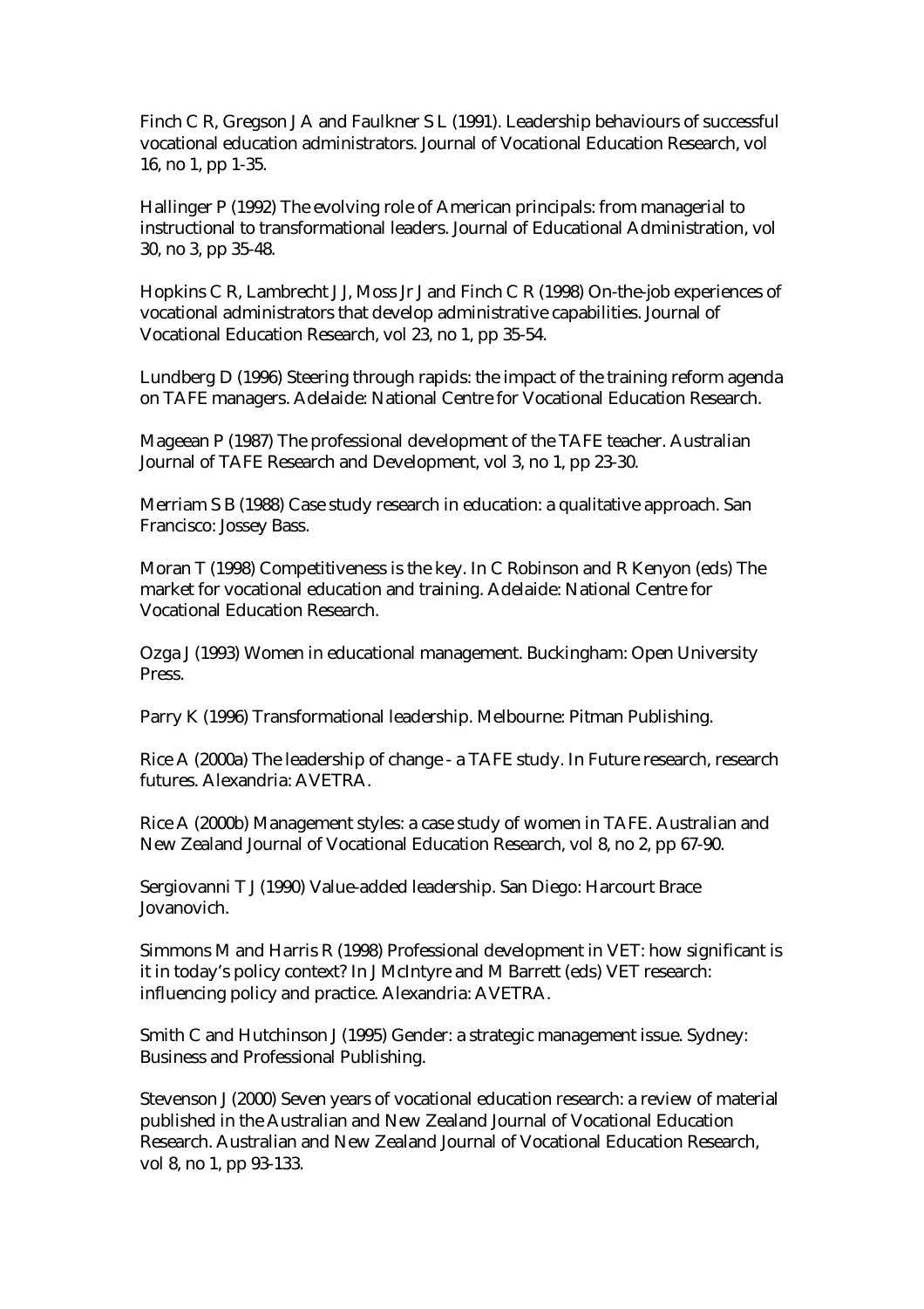Finch C R, Gregson J A and Faulkner S L (1991). Leadership behaviours of successful vocational education administrators. Journal of Vocational Education Research, vol 16, no 1, pp 1-35.

Hallinger P (1992) The evolving role of American principals: from managerial to instructional to transformational leaders. Journal of Educational Administration, vol 30, no 3, pp 35-48.

Hopkins C R, Lambrecht J J, Moss Jr J and Finch C R (1998) On-the-job experiences of vocational administrators that develop administrative capabilities. Journal of Vocational Education Research, vol 23, no 1, pp 35-54.

Lundberg D (1996) Steering through rapids: the impact of the training reform agenda on TAFE managers. Adelaide: National Centre for Vocational Education Research.

Mageean P (1987) The professional development of the TAFE teacher. Australian Journal of TAFE Research and Development, vol 3, no 1, pp 23-30.

Merriam S B (1988) Case study research in education: a qualitative approach. San Francisco: Jossey Bass.

Moran T (1998) Competitiveness is the key. In C Robinson and R Kenyon (eds) The market for vocational education and training. Adelaide: National Centre for Vocational Education Research.

Ozga J (1993) Women in educational management. Buckingham: Open University Press.

Parry K (1996) Transformational leadership. Melbourne: Pitman Publishing.

Rice A (2000a) The leadership of change - a TAFE study. In Future research, research futures. Alexandria: AVETRA.

Rice A (2000b) Management styles: a case study of women in TAFE. Australian and New Zealand Journal of Vocational Education Research, vol 8, no 2, pp 67-90.

Sergiovanni T J (1990) Value-added leadership. San Diego: Harcourt Brace Jovanovich.

Simmons M and Harris R (1998) Professional development in VET: how significant is it in today's policy context? In J McIntyre and M Barrett (eds) VET research: influencing policy and practice. Alexandria: AVETRA.

Smith C and Hutchinson J (1995) Gender: a strategic management issue. Sydney: Business and Professional Publishing.

Stevenson J (2000) Seven years of vocational education research: a review of material published in the Australian and New Zealand Journal of Vocational Education Research. Australian and New Zealand Journal of Vocational Education Research, vol 8, no 1, pp 93-133.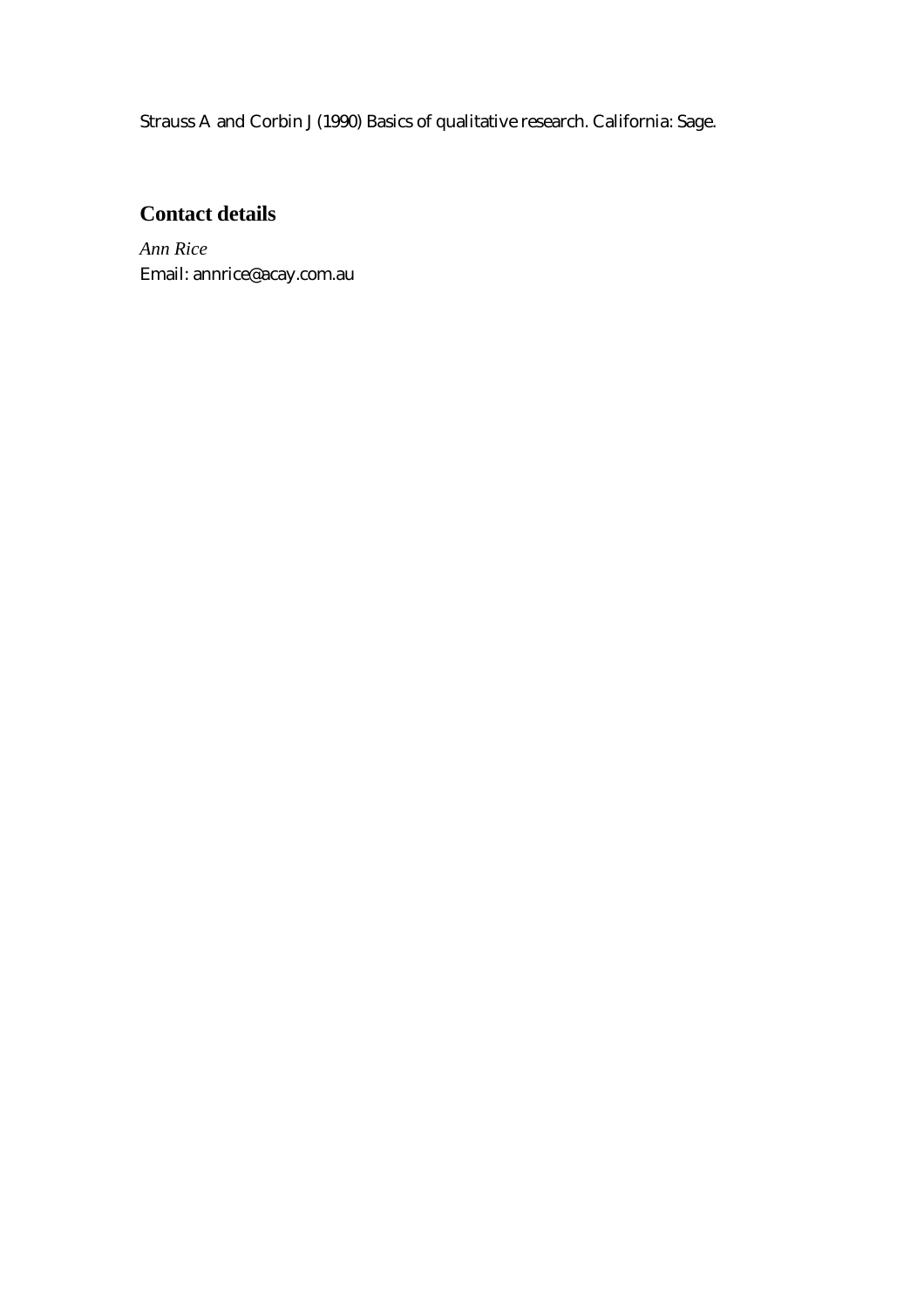Strauss A and Corbin J (1990) Basics of qualitative research. California: Sage.

## Contact details

*Ann Rice*
Email: annrice@acay.com.au